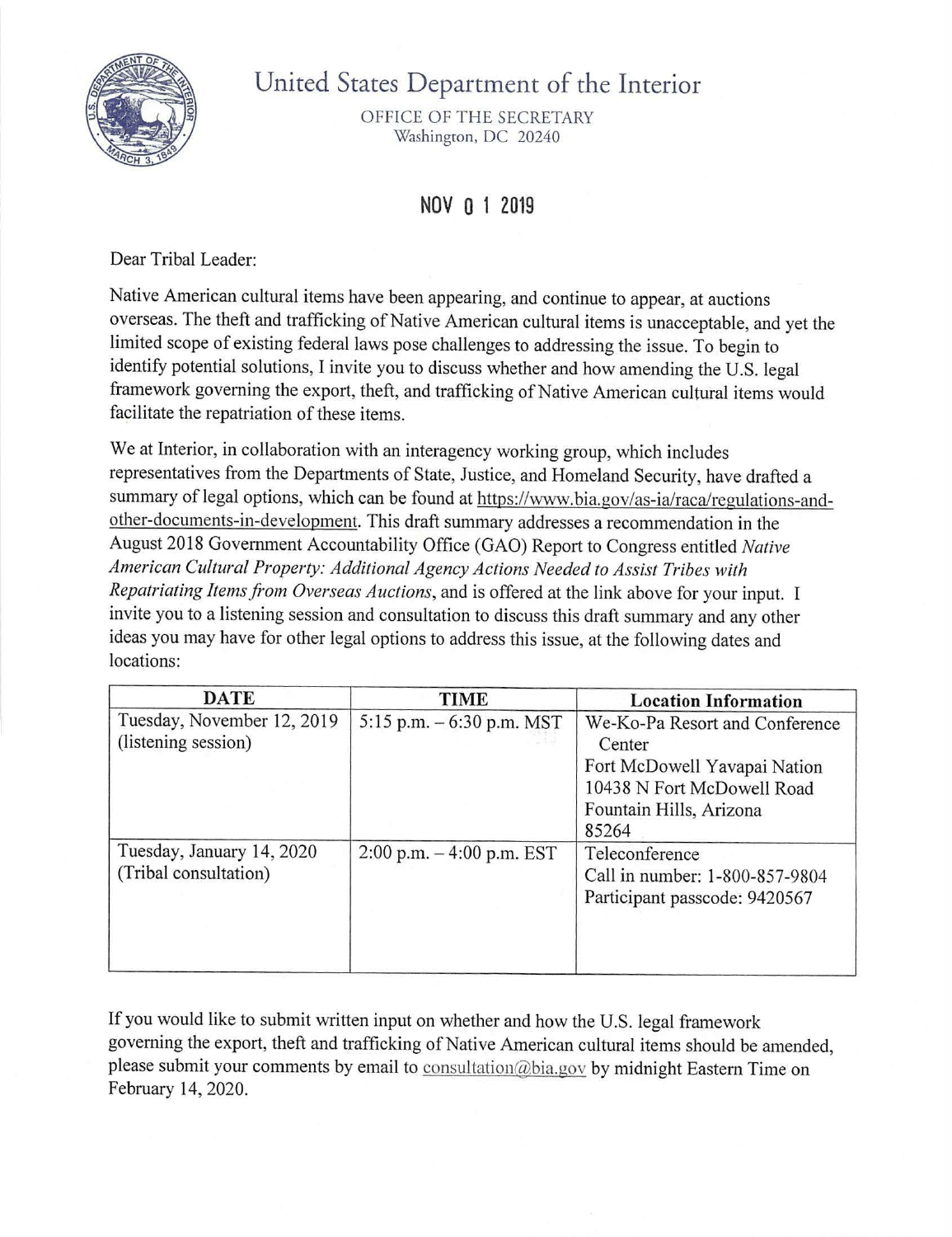# United States Department of the Interior

OFFICE OF THE SECRETARY
Washington, DC 20240

NOV 01 2019

Dear Tribal Leader:

Native American cultural items have been appearing, and continue to appear, at auctions overseas. The theft and trafficking of Native American cultural items is unacceptable, and yet the limited scope of existing federal laws pose challenges to addressing the issue. To begin to identify potential solutions, I invite you to discuss whether and how amending the U.S. legal framework governing the export, theft, and trafficking of Native American cultural items would facilitate the repatriation of these items.

We at Interior, in collaboration with an interagency working group, which includes representatives from the Departments of State, Justice, and Homeland Security, have drafted a summary of legal options, which can be found at https://www.bia.gov/as-ia/raca/regulations-and-other-documents-in-development. This draft summary addresses a recommendation in the August 2018 Government Accountability Office (GAO) Report to Congress entitled *Native American Cultural Property: Additional Agency Actions Needed to Assist Tribes with Repatriating Items from Overseas Auctions*, and is offered at the link above for your input. I invite you to a listening session and consultation to discuss this draft summary and any other ideas you may have for other legal options to address this issue, at the following dates and locations:

| DATE | TIME | Location Information |
|---|---|---|
| Tuesday, November 12, 2019 (listening session) | 5:15 p.m. – 6:30 p.m. MST | We-Ko-Pa Resort and Conference Center<br>Fort McDowell Yavapai Nation<br>10438 N Fort McDowell Road<br>Fountain Hills, Arizona<br>85264 |
| Tuesday, January 14, 2020 (Tribal consultation) | 2:00 p.m. – 4:00 p.m. EST | Teleconference<br>Call in number: 1-800-857-9804<br>Participant passcode: 9420567 |

If you would like to submit written input on whether and how the U.S. legal framework governing the export, theft and trafficking of Native American cultural items should be amended, please submit your comments by email to consultation@bia.gov by midnight Eastern Time on February 14, 2020.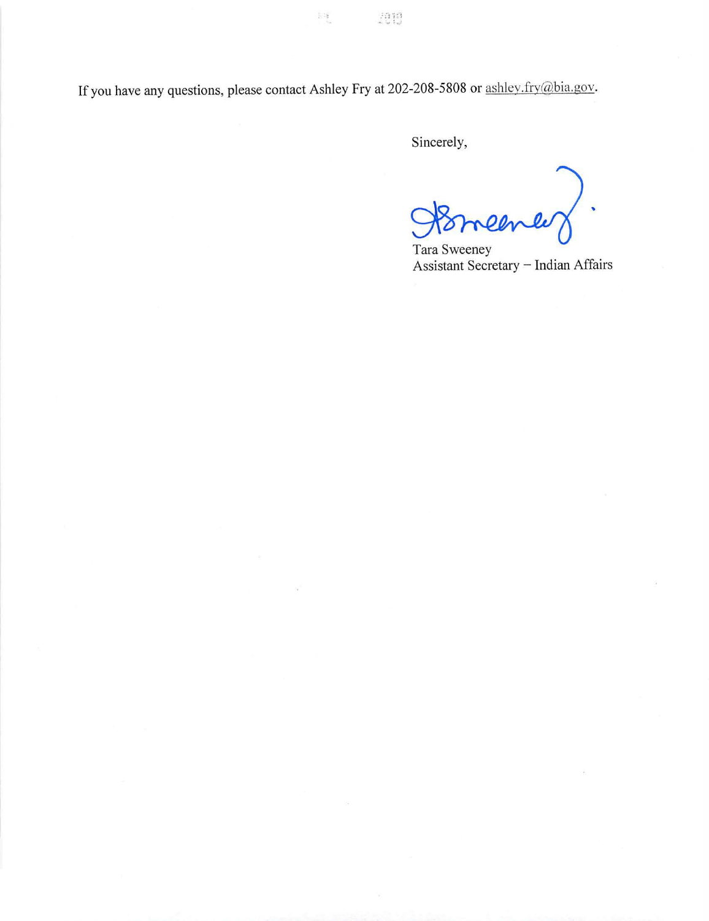If you have any questions, please contact Ashley Fry at 202-208-5808 or ashley.fry@bia.gov.

Sincerely,

Tara Sweeney
Assistant Secretary – Indian Affairs